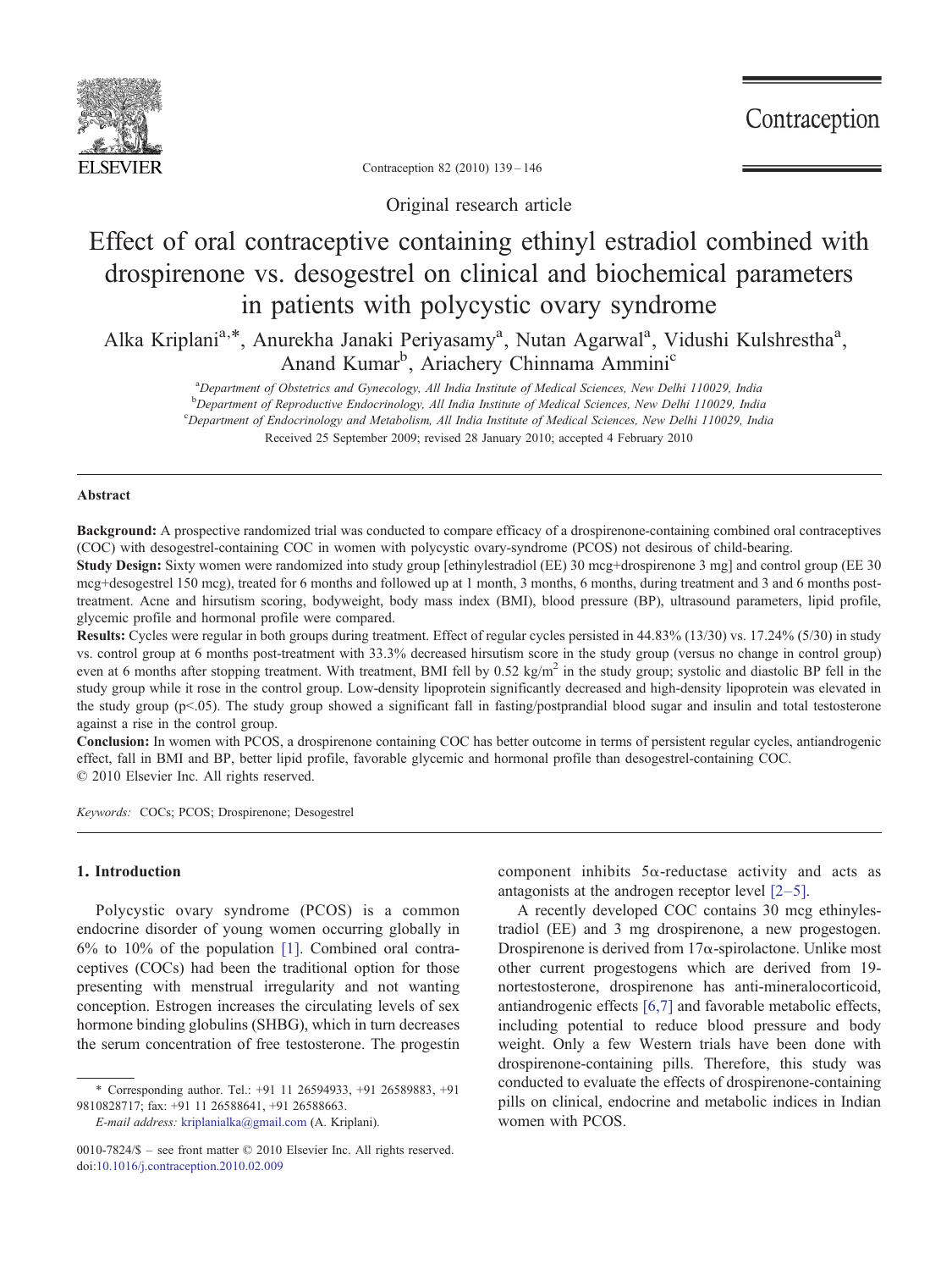Original research article

# Effect of oral contraceptive containing ethinyl estradiol combined with drospirenone vs. desogestrel on clinical and biochemical parameters in patients with polycystic ovary syndrome

Alka Kriplani[a,*], Anurekha Janaki Periyasamy[a], Nutan Agarwal[a], Vidushi Kulshrestha[a], Anand Kumar[b], Ariachery Chinnama Ammini[c]

[a]Department of Obstetrics and Gynecology, All India Institute of Medical Sciences, New Delhi 110029, India
[b]Department of Reproductive Endocrinology, All India Institute of Medical Sciences, New Delhi 110029, India
[c]Department of Endocrinology and Metabolism, All India Institute of Medical Sciences, New Delhi 110029, India

Received 25 September 2009; revised 28 January 2010; accepted 4 February 2010

## Abstract

**Background:** A prospective randomized trial was conducted to compare efficacy of a drospirenone-containing combined oral contraceptives (COC) with desogestrel-containing COC in women with polycystic ovary-syndrome (PCOS) not desirous of child-bearing.

**Study Design:** Sixty women were randomized into study group [ethinylestradiol (EE) 30 mcg+drospirenone 3 mg] and control group (EE 30 mcg+desogestrel 150 mcg), treated for 6 months and followed up at 1 month, 3 months, 6 months, during treatment and 3 and 6 months post-treatment. Acne and hirsutism scoring, bodyweight, body mass index (BMI), blood pressure (BP), ultrasound parameters, lipid profile, glycemic profile and hormonal profile were compared.

**Results:** Cycles were regular in both groups during treatment. Effect of regular cycles persisted in 44.83% (13/30) vs. 17.24% (5/30) in study vs. control group at 6 months post-treatment with 33.3% decreased hirsutism score in the study group (versus no change in control group) even at 6 months after stopping treatment. With treatment, BMI fell by 0.52 kg/m$^2$ in the study group; systolic and diastolic BP fell in the study group while it rose in the control group. Low-density lipoprotein significantly decreased and high-density lipoprotein was elevated in the study group ($p<.05$). The study group showed a significant fall in fasting/postprandial blood sugar and insulin and total testosterone against a rise in the control group.

**Conclusion:** In women with PCOS, a drospirenone containing COC has better outcome in terms of persistent regular cycles, antiandrogenic effect, fall in BMI and BP, better lipid profile, favorable glycemic and hormonal profile than desogestrel-containing COC.

© 2010 Elsevier Inc. All rights reserved.

*Keywords:* COCs; PCOS; Drospirenone; Desogestrel

## 1. Introduction

Polycystic ovary syndrome (PCOS) is a common endocrine disorder of young women occurring globally in 6% to 10% of the population [1]. Combined oral contraceptives (COCs) had been the traditional option for those presenting with menstrual irregularity and not wanting conception. Estrogen increases the circulating levels of sex hormone binding globulins (SHBG), which in turn decreases the serum concentration of free testosterone. The progestin component inhibits 5α-reductase activity and acts as antagonists at the androgen receptor level [2–5].

A recently developed COC contains 30 mcg ethinylestradiol (EE) and 3 mg drospirenone, a new progestogen. Drospirenone is derived from 17α-spirolactone. Unlike most other current progestogens which are derived from 19-nortestosterone, drospirenone has anti-mineralocorticoid, antiandrogenic effects [6,7] and favorable metabolic effects, including potential to reduce blood pressure and body weight. Only a few Western trials have been done with drospirenone-containing pills. Therefore, this study was conducted to evaluate the effects of drospirenone-containing pills on clinical, endocrine and metabolic indices in Indian women with PCOS.

* Corresponding author. Tel.: +91 11 26594933, +91 26589883, +91 9810828717; fax: +91 11 26588641, +91 26588663.
*E-mail address:* kriplanialka@gmail.com (A. Kriplani).

0010-7824/$ – see front matter © 2010 Elsevier Inc. All rights reserved.
doi:10.1016/j.contraception.2010.02.009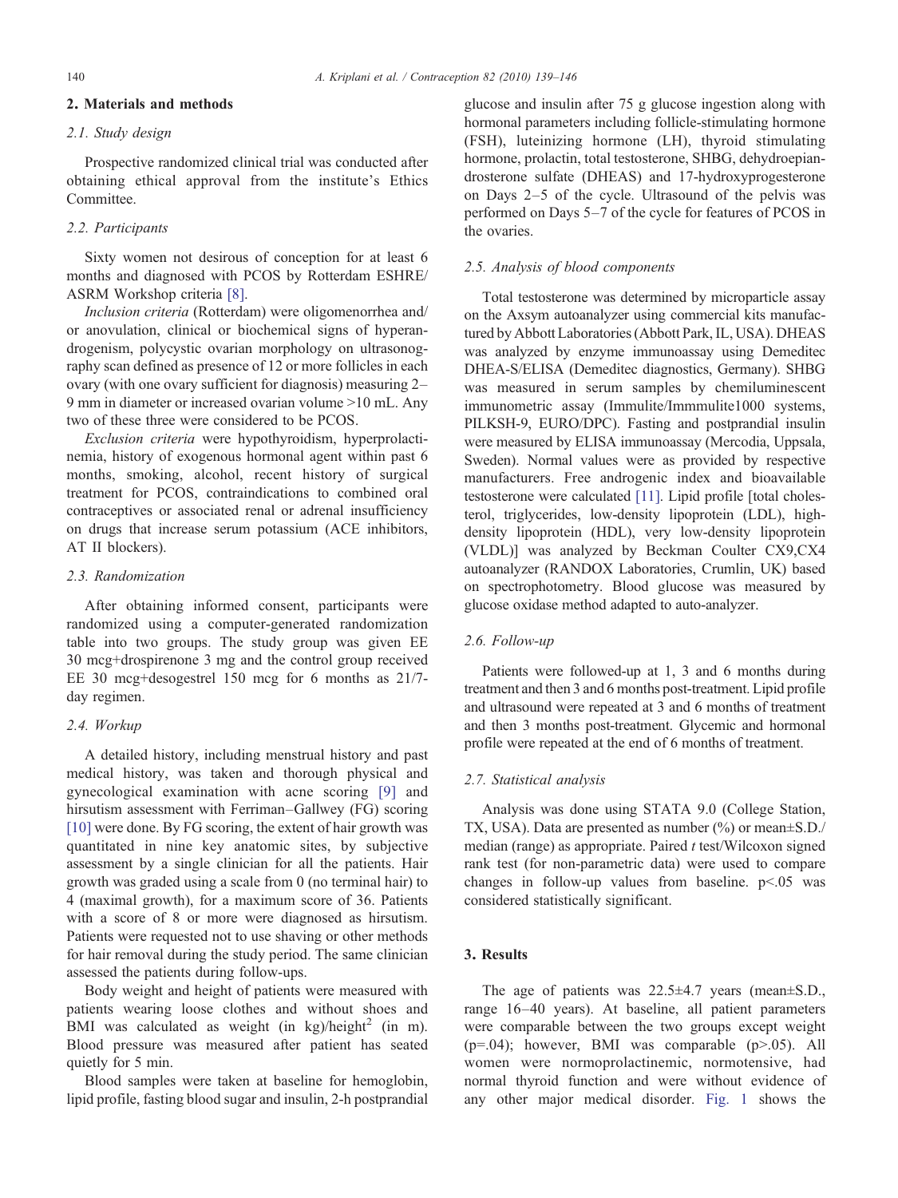## 2. Materials and methods

### 2.1. Study design

Prospective randomized clinical trial was conducted after obtaining ethical approval from the institute's Ethics Committee.

### 2.2. Participants

Sixty women not desirous of conception for at least 6 months and diagnosed with PCOS by Rotterdam ESHRE/ASRM Workshop criteria [8].

*Inclusion criteria* (Rotterdam) were oligomenorrhea and/or anovulation, clinical or biochemical signs of hyperandrogenism, polycystic ovarian morphology on ultrasonography scan defined as presence of 12 or more follicles in each ovary (with one ovary sufficient for diagnosis) measuring 2–9 mm in diameter or increased ovarian volume >10 mL. Any two of these three were considered to be PCOS.

*Exclusion criteria* were hypothyroidism, hyperprolactinemia, history of exogenous hormonal agent within past 6 months, smoking, alcohol, recent history of surgical treatment for PCOS, contraindications to combined oral contraceptives or associated renal or adrenal insufficiency on drugs that increase serum potassium (ACE inhibitors, AT II blockers).

### 2.3. Randomization

After obtaining informed consent, participants were randomized using a computer-generated randomization table into two groups. The study group was given EE 30 mcg+drospirenone 3 mg and the control group received EE 30 mcg+desogestrel 150 mcg for 6 months as 21/7-day regimen.

### 2.4. Workup

A detailed history, including menstrual history and past medical history, was taken and thorough physical and gynecological examination with acne scoring [9] and hirsutism assessment with Ferriman–Gallwey (FG) scoring [10] were done. By FG scoring, the extent of hair growth was quantitated in nine key anatomic sites, by subjective assessment by a single clinician for all the patients. Hair growth was graded using a scale from 0 (no terminal hair) to 4 (maximal growth), for a maximum score of 36. Patients with a score of 8 or more were diagnosed as hirsutism. Patients were requested not to use shaving or other methods for hair removal during the study period. The same clinician assessed the patients during follow-ups.

Body weight and height of patients were measured with patients wearing loose clothes and without shoes and BMI was calculated as weight (in kg)/height$^2$ (in m). Blood pressure was measured after patient has seated quietly for 5 min.

Blood samples were taken at baseline for hemoglobin, lipid profile, fasting blood sugar and insulin, 2-h postprandial glucose and insulin after 75 g glucose ingestion along with hormonal parameters including follicle-stimulating hormone (FSH), luteinizing hormone (LH), thyroid stimulating hormone, prolactin, total testosterone, SHBG, dehydroepiandrosterone sulfate (DHEAS) and 17-hydroxyprogesterone on Days 2–5 of the cycle. Ultrasound of the pelvis was performed on Days 5–7 of the cycle for features of PCOS in the ovaries.

### 2.5. Analysis of blood components

Total testosterone was determined by microparticle assay on the Axsym autoanalyzer using commercial kits manufactured by Abbott Laboratories (Abbott Park, IL, USA). DHEAS was analyzed by enzyme immunoassay using Demeditec DHEA-S/ELISA (Demeditec diagnostics, Germany). SHBG was measured in serum samples by chemiluminescent immunometric assay (Immulite/Immmulite1000 systems, PILKSH-9, EURO/DPC). Fasting and postprandial insulin were measured by ELISA immunoassay (Mercodia, Uppsala, Sweden). Normal values were as provided by respective manufacturers. Free androgenic index and bioavailable testosterone were calculated [11]. Lipid profile [total cholesterol, triglycerides, low-density lipoprotein (LDL), high-density lipoprotein (HDL), very low-density lipoprotein (VLDL)] was analyzed by Beckman Coulter CX9,CX4 autoanalyzer (RANDOX Laboratories, Crumlin, UK) based on spectrophotometry. Blood glucose was measured by glucose oxidase method adapted to auto-analyzer.

### 2.6. Follow-up

Patients were followed-up at 1, 3 and 6 months during treatment and then 3 and 6 months post-treatment. Lipid profile and ultrasound were repeated at 3 and 6 months of treatment and then 3 months post-treatment. Glycemic and hormonal profile were repeated at the end of 6 months of treatment.

### 2.7. Statistical analysis

Analysis was done using STATA 9.0 (College Station, TX, USA). Data are presented as number (%) or mean±S.D./median (range) as appropriate. Paired *t* test/Wilcoxon signed rank test (for non-parametric data) were used to compare changes in follow-up values from baseline. $p<.05$ was considered statistically significant.

## 3. Results

The age of patients was 22.5±4.7 years (mean±S.D., range 16–40 years). At baseline, all patient parameters were comparable between the two groups except weight ($p$=.04); however, BMI was comparable ($p$>.05). All women were normoprolactinemic, normotensive, had normal thyroid function and were without evidence of any other major medical disorder. Fig. 1 shows the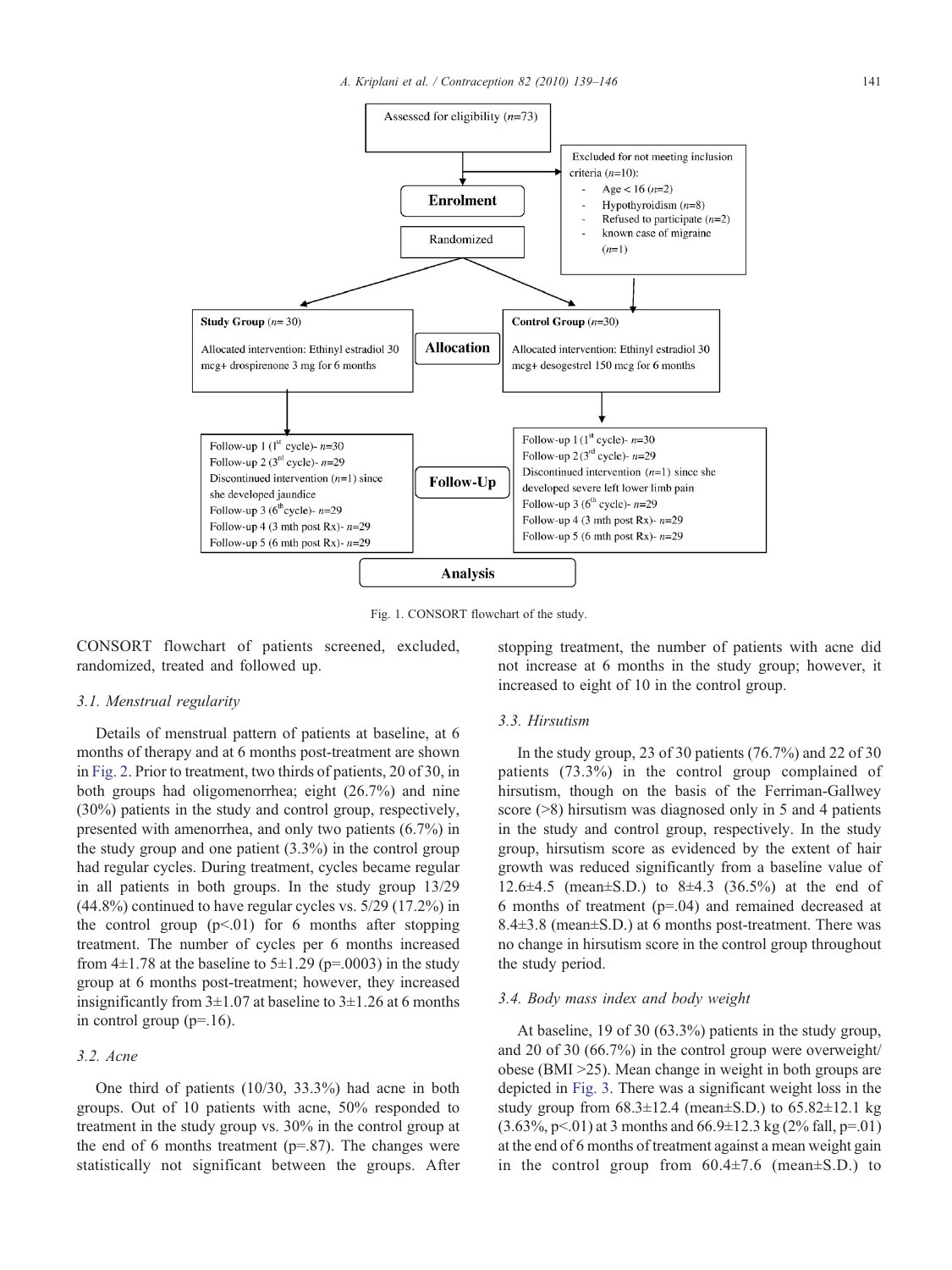Assessed for eligibility ($n$=73)

Excluded for not meeting inclusion criteria ($n$=10):

- Age < 16 ($n$=2)
- Hypothyroidism ($n$=8)
- Refused to participate ($n$=2)
- known case of migraine ($n$=1)

**Enrolment**

Randomized

**Allocation**

**Study Group** ($n$= 30)

Allocated intervention: Ethinyl estradiol 30 mcg+ drospirenone 3 mg for 6 months

**Control Group** ($n$=30)

Allocated intervention: Ethinyl estradiol 30 mcg+ desogestrel 150 mcg for 6 months

**Follow-Up**

Study Group:

Follow-up 1 (1st cycle)- $n$=30
Follow-up 2 (3rd cycle)- $n$=29
Discontinued intervention ($n$=1) since she developed jaundice
Follow-up 3 (6th cycle)- $n$=29
Follow-up 4 (3 mth post Rx)- $n$=29
Follow-up 5 (6 mth post Rx)- $n$=29

Control Group:

Follow-up 1 (1st cycle)- $n$=30
Follow-up 2 (3rd cycle)- $n$=29
Discontinued intervention ($n$=1) since she developed severe left lower limb pain
Follow-up 3 (6th cycle)- $n$=29
Follow-up 4 (3 mth post Rx)- $n$=29
Follow-up 5 (6 mth post Rx)- $n$=29

**Analysis**

Fig. 1. CONSORT flowchart of the study.

CONSORT flowchart of patients screened, excluded, randomized, treated and followed up.

### 3.1. Menstrual regularity

Details of menstrual pattern of patients at baseline, at 6 months of therapy and at 6 months post-treatment are shown in Fig. 2. Prior to treatment, two thirds of patients, 20 of 30, in both groups had oligomenorrhea; eight (26.7%) and nine (30%) patients in the study and control group, respectively, presented with amenorrhea, and only two patients (6.7%) in the study group and one patient (3.3%) in the control group had regular cycles. During treatment, cycles became regular in all patients in both groups. In the study group 13/29 (44.8%) continued to have regular cycles vs. 5/29 (17.2%) in the control group ($p<.01$) for 6 months after stopping treatment. The number of cycles per 6 months increased from 4±1.78 at the baseline to 5±1.29 ($p$=.0003) in the study group at 6 months post-treatment; however, they increased insignificantly from 3±1.07 at baseline to 3±1.26 at 6 months in control group ($p$=.16).

### 3.2. Acne

One third of patients (10/30, 33.3%) had acne in both groups. Out of 10 patients with acne, 50% responded to treatment in the study group vs. 30% in the control group at the end of 6 months treatment ($p$=.87). The changes were statistically not significant between the groups. After stopping treatment, the number of patients with acne did not increase at 6 months in the study group; however, it increased to eight of 10 in the control group.

### 3.3. Hirsutism

In the study group, 23 of 30 patients (76.7%) and 22 of 30 patients (73.3%) in the control group complained of hirsutism, though on the basis of the Ferriman-Gallwey score (>8) hirsutism was diagnosed only in 5 and 4 patients in the study and control group, respectively. In the study group, hirsutism score as evidenced by the extent of hair growth was reduced significantly from a baseline value of 12.6±4.5 (mean±S.D.) to 8±4.3 (36.5%) at the end of 6 months of treatment ($p$=.04) and remained decreased at 8.4±3.8 (mean±S.D.) at 6 months post-treatment. There was no change in hirsutism score in the control group throughout the study period.

### 3.4. Body mass index and body weight

At baseline, 19 of 30 (63.3%) patients in the study group, and 20 of 30 (66.7%) in the control group were overweight/obese (BMI >25). Mean change in weight in both groups are depicted in Fig. 3. There was a significant weight loss in the study group from 68.3±12.4 (mean±S.D.) to 65.82±12.1 kg (3.63%, $p<.01$) at 3 months and 66.9±12.3 kg (2% fall, $p$=.01) at the end of 6 months of treatment against a mean weight gain in the control group from 60.4±7.6 (mean±S.D.) to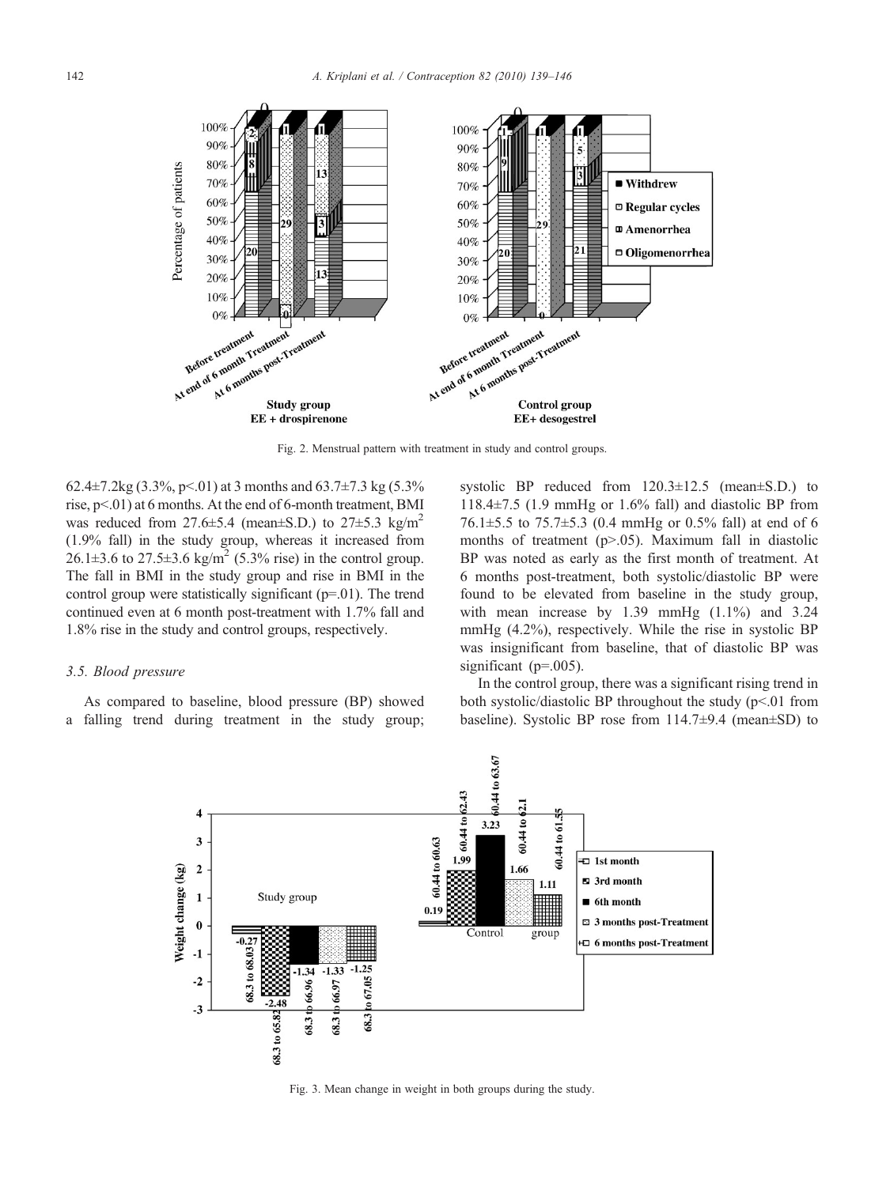Fig. 2. Menstrual pattern with treatment in study and control groups.

62.4±7.2kg (3.3%, p<.01) at 3 months and 63.7±7.3 kg (5.3% rise, p<.01) at 6 months. At the end of 6-month treatment, BMI was reduced from 27.6±5.4 (mean±S.D.) to 27±5.3 kg/m$^2$ (1.9% fall) in the study group, whereas it increased from 26.1±3.6 to 27.5±3.6 kg/m$^2$ (5.3% rise) in the control group. The fall in BMI in the study group and rise in BMI in the control group were statistically significant (p=.01). The trend continued even at 6 month post-treatment with 1.7% fall and 1.8% rise in the study and control groups, respectively.

### 3.5. Blood pressure

As compared to baseline, blood pressure (BP) showed a falling trend during treatment in the study group; systolic BP reduced from 120.3±12.5 (mean±S.D.) to 118.4±7.5 (1.9 mmHg or 1.6% fall) and diastolic BP from 76.1±5.5 to 75.7±5.3 (0.4 mmHg or 0.5% fall) at end of 6 months of treatment (p>.05). Maximum fall in diastolic BP was noted as early as the first month of treatment. At 6 months post-treatment, both systolic/diastolic BP were found to be elevated from baseline in the study group, with mean increase by 1.39 mmHg (1.1%) and 3.24 mmHg (4.2%), respectively. While the rise in systolic BP was insignificant from baseline, that of diastolic BP was significant (p=.005).

In the control group, there was a significant rising trend in both systolic/diastolic BP throughout the study (p<.01 from baseline). Systolic BP rose from 114.7±9.4 (mean±SD) to

Fig. 3. Mean change in weight in both groups during the study.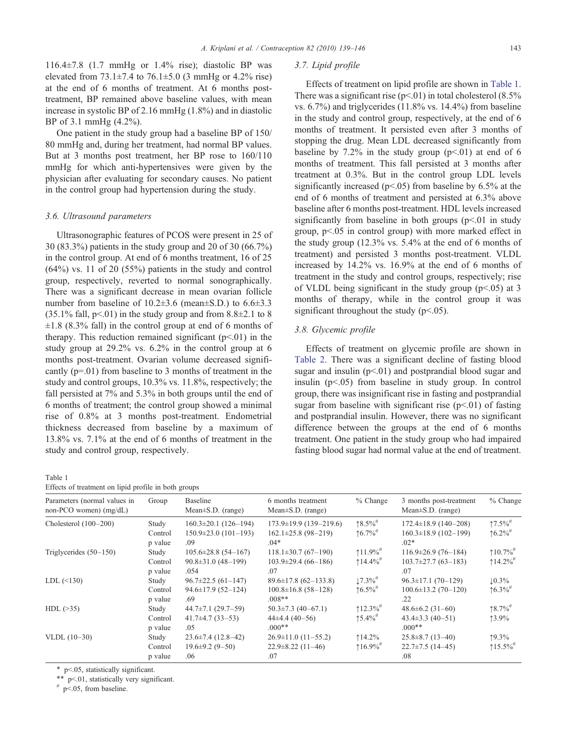116.4±7.8 (1.7 mmHg or 1.4% rise); diastolic BP was elevated from 73.1±7.4 to 76.1±5.0 (3 mmHg or 4.2% rise) at the end of 6 months of treatment. At 6 months post-treatment, BP remained above baseline values, with mean increase in systolic BP of 2.16 mmHg (1.8%) and in diastolic BP of 3.1 mmHg (4.2%).

One patient in the study group had a baseline BP of 150/80 mmHg and, during her treatment, had normal BP values. But at 3 months post treatment, her BP rose to 160/110 mmHg for which anti-hypertensives were given by the physician after evaluating for secondary causes. No patient in the control group had hypertension during the study.

### 3.6. Ultrasound parameters

Ultrasonographic features of PCOS were present in 25 of 30 (83.3%) patients in the study group and 20 of 30 (66.7%) in the control group. At end of 6 months treatment, 16 of 25 (64%) vs. 11 of 20 (55%) patients in the study and control group, respectively, reverted to normal sonographically. There was a significant decrease in mean ovarian follicle number from baseline of 10.2±3.6 (mean±S.D.) to 6.6±3.3 (35.1% fall, $p<.01$) in the study group and from 8.8±2.1 to 8 ±1.8 (8.3% fall) in the control group at end of 6 months of therapy. This reduction remained significant ($p<.01$) in the study group at 29.2% vs. 6.2% in the control group at 6 months post-treatment. Ovarian volume decreased significantly ($p=.01$) from baseline to 3 months of treatment in the study and control groups, 10.3% vs. 11.8%, respectively; the fall persisted at 7% and 5.3% in both groups until the end of 6 months of treatment; the control group showed a minimal rise of 0.8% at 3 months post-treatment. Endometrial thickness decreased from baseline by a maximum of 13.8% vs. 7.1% at the end of 6 months of treatment in the study and control group, respectively.

### 3.7. Lipid profile

Effects of treatment on lipid profile are shown in Table 1. There was a significant rise ($p<.01$) in total cholesterol (8.5% vs. 6.7%) and triglycerides (11.8% vs. 14.4%) from baseline in the study and control group, respectively, at the end of 6 months of treatment. It persisted even after 3 months of stopping the drug. Mean LDL decreased significantly from baseline by 7.2% in the study group ($p<.01$) at end of 6 months of treatment. This fall persisted at 3 months after treatment at 0.3%. But in the control group LDL levels significantly increased ($p<.05$) from baseline by 6.5% at the end of 6 months of treatment and persisted at 6.3% above baseline after 6 months post-treatment. HDL levels increased significantly from baseline in both groups ($p<.01$ in study group, $p<.05$ in control group) with more marked effect in the study group (12.3% vs. 5.4% at the end of 6 months of treatment) and persisted 3 months post-treatment. VLDL increased by 14.2% vs. 16.9% at the end of 6 months of treatment in the study and control groups, respectively; rise of VLDL being significant in the study group ($p<.05$) at 3 months of therapy, while in the control group it was significant throughout the study ($p<.05$).

### 3.8. Glycemic profile

Effects of treatment on glycemic profile are shown in Table 2. There was a significant decline of fasting blood sugar and insulin ($p<.01$) and postprandial blood sugar and insulin ($p<.05$) from baseline in study group. In control group, there was insignificant rise in fasting and postprandial sugar from baseline with significant rise ($p<.01$) of fasting and postprandial insulin. However, there was no significant difference between the groups at the end of 6 months treatment. One patient in the study group who had impaired fasting blood sugar had normal value at the end of treatment.

Table 1
Effects of treatment on lipid profile in both groups

| Parameters (normal values in non-PCO women) (mg/dL) | Group | Baseline Mean±S.D. (range) | 6 months treatment Mean±S.D. (range) | % Change | 3 months post-treatment Mean±S.D. (range) | % Change |
|---|---|---|---|---|---|---|
| Cholesterol (100–200) | Study | 160.3±20.1 (126–194) | 173.9±19.9 (139–219.6) | ↑8.5%# | 172.4±18.9 (140–208) | ↑7.5%# |
| | Control | 150.9±23.0 (101–193) | 162.1±25.8 (98–219) | ↑6.7%# | 160.3±18.9 (102–199) | ↑6.2%# |
| | p value | .09 | .04* | | .02* | |
| Triglycerides (50–150) | Study | 105.6±28.8 (54–167) | 118.1±30.7 (67–190) | ↑11.9%# | 116.9±26.9 (76–184) | ↑10.7%# |
| | Control | 90.8±31.0 (48–199) | 103.9±29.4 (66–186) | ↑14.4%# | 103.7±27.7 (63–183) | ↑14.2%# |
| | p value | .054 | .07 | | .07 | |
| LDL (<130) | Study | 96.7±22.5 (61–147) | 89.6±17.8 (62–133.8) | ↓7.3%# | 96.3±17.1 (70–129) | ↓0.3% |
| | Control | 94.6±17.9 (52–124) | 100.8±16.8 (58–128) | ↑6.5%# | 100.6±13.2 (70–120) | ↑6.3%# |
| | p value | .69 | .008** | | .22 | |
| HDL (>35) | Study | 44.7±7.1 (29.7–59) | 50.3±7.3 (40–67.1) | ↑12.3%# | 48.6±6.2 (31–60) | ↑8.7%# |
| | Control | 41.7±4.7 (33–53) | 44±4.4 (40–56) | ↑5.4%# | 43.4±3.3 (40–51) | ↑3.9% |
| | p value | .05 | .000** | | .000** | |
| VLDL (10–30) | Study | 23.6±7.4 (12.8–42) | 26.9±11.0 (11–55.2) | ↑14.2% | 25.8±8.7 (13–40) | ↑9.3% |
| | Control | 19.6±9.2 (9–50) | 22.9±8.22 (11–46) | ↑16.9%# | 22.7±7.5 (14–45) | ↑15.5%# |
| | p value | .06 | .07 | | .08 | |

\* $p<.05$, statistically significant.
\** $p<.01$, statistically very significant.
\# $p<.05$, from baseline.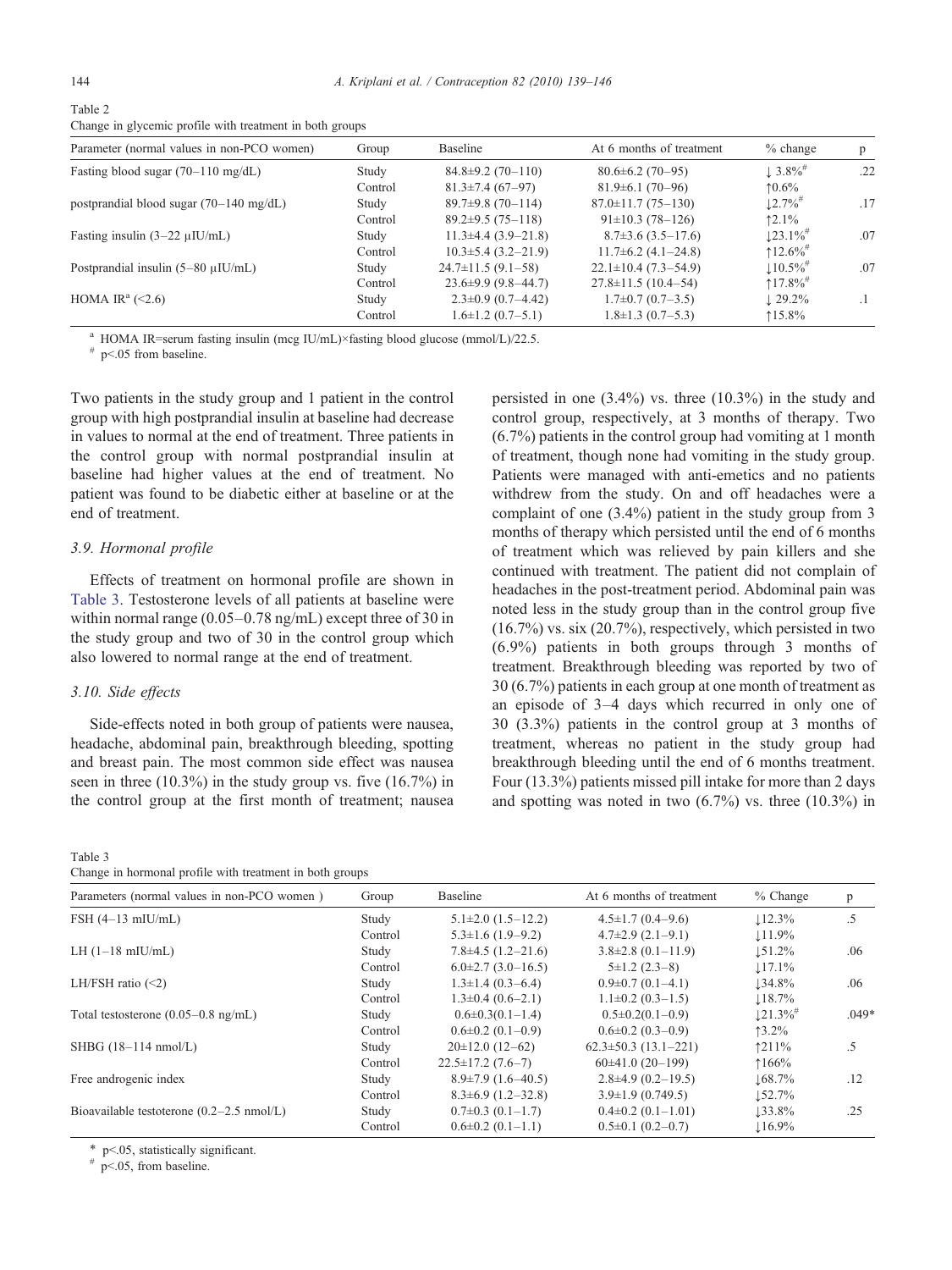Table 2
Change in glycemic profile with treatment in both groups

| Parameter (normal values in non-PCO women) | Group | Baseline | At 6 months of treatment | % change | p |
|---|---|---|---|---|---|
| Fasting blood sugar (70–110 mg/dL) | Study | 84.8±9.2 (70–110) | 80.6±6.2 (70–95) | ↓ 3.8%[#] | .22 |
| | Control | 81.3±7.4 (67–97) | 81.9±6.1 (70–96) | ↑0.6% | |
| postprandial blood sugar (70–140 mg/dL) | Study | 89.7±9.8 (70–114) | 87.0±11.7 (75–130) | ↓2.7%[#] | .17 |
| | Control | 89.2±9.5 (75–118) | 91±10.3 (78–126) | ↑2.1% | |
| Fasting insulin (3–22 μIU/mL) | Study | 11.3±4.4 (3.9–21.8) | 8.7±3.6 (3.5–17.6) | ↓23.1%[#] | .07 |
| | Control | 10.3±5.4 (3.2–21.9) | 11.7±6.2 (4.1–24.8) | ↑12.6%[#] | |
| Postprandial insulin (5–80 μIU/mL) | Study | 24.7±11.5 (9.1–58) | 22.1±10.4 (7.3–54.9) | ↓10.5%[#] | .07 |
| | Control | 23.6±9.9 (9.8–44.7) | 27.8±11.5 (10.4–54) | ↑17.8%[#] | |
| HOMA IR[a] (<2.6) | Study | 2.3±0.9 (0.7–4.42) | 1.7±0.7 (0.7–3.5) | ↓ 29.2% | .1 |
| | Control | 1.6±1.2 (0.7–5.1) | 1.8±1.3 (0.7–5.3) | ↑15.8% | |

[a] HOMA IR=serum fasting insulin (mcg IU/mL)×fasting blood glucose (mmol/L)/22.5.
[#] p<.05 from baseline.

Two patients in the study group and 1 patient in the control group with high postprandial insulin at baseline had decrease in values to normal at the end of treatment. Three patients in the control group with normal postprandial insulin at baseline had higher values at the end of treatment. No patient was found to be diabetic either at baseline or at the end of treatment.

### 3.9. Hormonal profile

Effects of treatment on hormonal profile are shown in Table 3. Testosterone levels of all patients at baseline were within normal range (0.05–0.78 ng/mL) except three of 30 in the study group and two of 30 in the control group which also lowered to normal range at the end of treatment.

### 3.10. Side effects

Side-effects noted in both group of patients were nausea, headache, abdominal pain, breakthrough bleeding, spotting and breast pain. The most common side effect was nausea seen in three (10.3%) in the study group vs. five (16.7%) in the control group at the first month of treatment; nausea persisted in one (3.4%) vs. three (10.3%) in the study and control group, respectively, at 3 months of therapy. Two (6.7%) patients in the control group had vomiting at 1 month of treatment, though none had vomiting in the study group. Patients were managed with anti-emetics and no patients withdrew from the study. On and off headaches were a complaint of one (3.4%) patient in the study group from 3 months of therapy which persisted until the end of 6 months of treatment which was relieved by pain killers and she continued with treatment. The patient did not complain of headaches in the post-treatment period. Abdominal pain was noted less in the study group than in the control group five (16.7%) vs. six (20.7%), respectively, which persisted in two (6.9%) patients in both groups through 3 months of treatment. Breakthrough bleeding was reported by two of 30 (6.7%) patients in each group at one month of treatment as an episode of 3–4 days which recurred in only one of 30 (3.3%) patients in the control group at 3 months of treatment, whereas no patient in the study group had breakthrough bleeding until the end of 6 months treatment. Four (13.3%) patients missed pill intake for more than 2 days and spotting was noted in two (6.7%) vs. three (10.3%) in

Table 3
Change in hormonal profile with treatment in both groups

| Parameters (normal values in non-PCO women ) | Group | Baseline | At 6 months of treatment | % Change | p |
|---|---|---|---|---|---|
| FSH (4–13 mIU/mL) | Study | 5.1±2.0 (1.5–12.2) | 4.5±1.7 (0.4–9.6) | ↓12.3% | .5 |
| | Control | 5.3±1.6 (1.9–9.2) | 4.7±2.9 (2.1–9.1) | ↓11.9% | |
| LH (1–18 mIU/mL) | Study | 7.8±4.5 (1.2–21.6) | 3.8±2.8 (0.1–11.9) | ↓51.2% | .06 |
| | Control | 6.0±2.7 (3.0–16.5) | 5±1.2 (2.3–8) | ↓17.1% | |
| LH/FSH ratio (<2) | Study | 1.3±1.4 (0.3–6.4) | 0.9±0.7 (0.1–4.1) | ↓34.8% | .06 |
| | Control | 1.3±0.4 (0.6–2.1) | 1.1±0.2 (0.3–1.5) | ↓18.7% | |
| Total testosterone (0.05–0.8 ng/mL) | Study | 0.6±0.3(0.1–1.4) | 0.5±0.2(0.1–0.9) | ↓21.3%[#] | .049* |
| | Control | 0.6±0.2 (0.1–0.9) | 0.6±0.2 (0.3–0.9) | ↑3.2% | |
| SHBG (18–114 nmol/L) | Study | 20±12.0 (12–62) | 62.3±50.3 (13.1–221) | ↑211% | .5 |
| | Control | 22.5±17.2 (7.6–7) | 60±41.0 (20–199) | ↑166% | |
| Free androgenic index | Study | 8.9±7.9 (1.6–40.5) | 2.8±4.9 (0.2–19.5) | ↓68.7% | .12 |
| | Control | 8.3±6.9 (1.2–32.8) | 3.9±1.9 (0.749.5) | ↓52.7% | |
| Bioavailable testosterone (0.2–2.5 nmol/L) | Study | 0.7±0.3 (0.1–1.7) | 0.4±0.2 (0.1–1.01) | ↓33.8% | .25 |
| | Control | 0.6±0.2 (0.1–1.1) | 0.5±0.1 (0.2–0.7) | ↓16.9% | |

\* p<.05, statistically significant.
[#] p<.05, from baseline.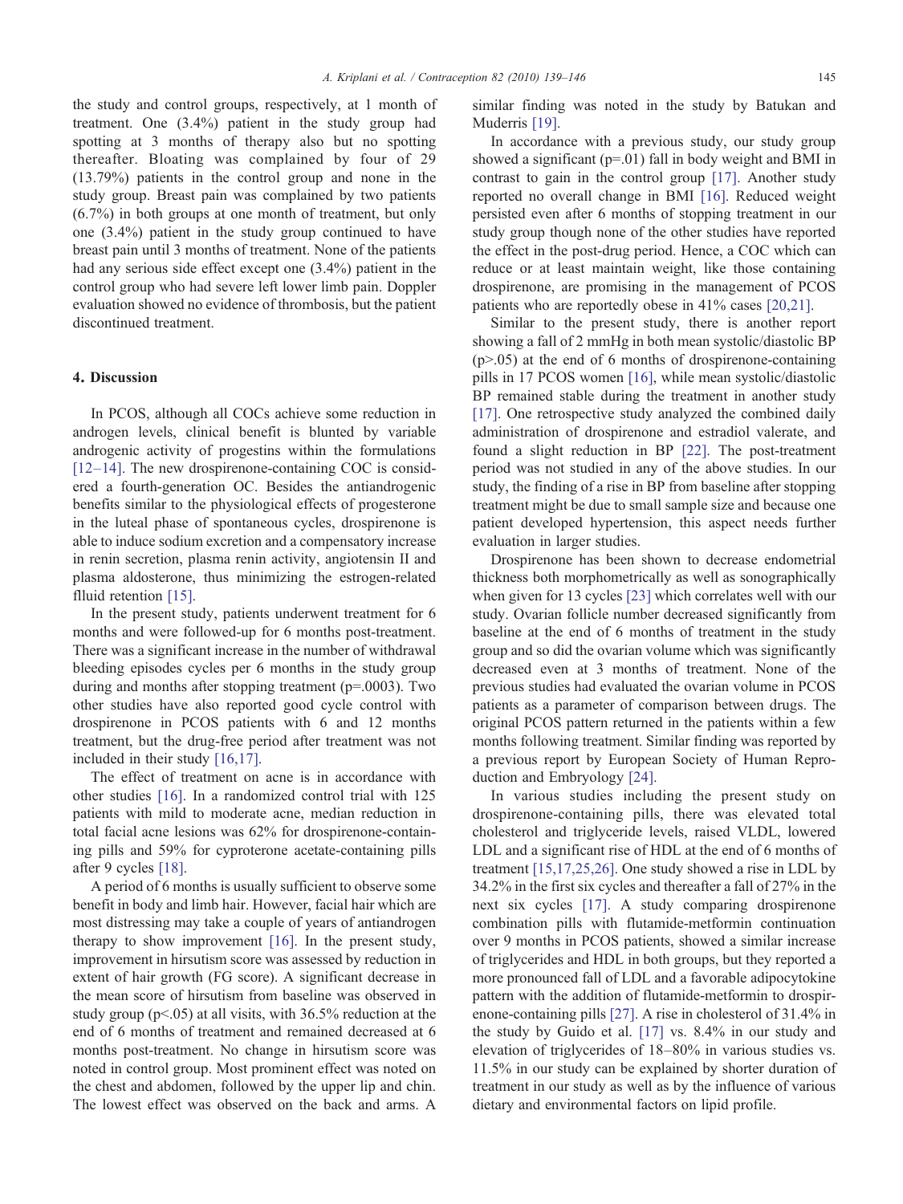the study and control groups, respectively, at 1 month of treatment. One (3.4%) patient in the study group had spotting at 3 months of therapy also but no spotting thereafter. Bloating was complained by four of 29 (13.79%) patients in the control group and none in the study group. Breast pain was complained by two patients (6.7%) in both groups at one month of treatment, but only one (3.4%) patient in the study group continued to have breast pain until 3 months of treatment. None of the patients had any serious side effect except one (3.4%) patient in the control group who had severe left lower limb pain. Doppler evaluation showed no evidence of thrombosis, but the patient discontinued treatment.

## 4. Discussion

In PCOS, although all COCs achieve some reduction in androgen levels, clinical benefit is blunted by variable androgenic activity of progestins within the formulations [12–14]. The new drospirenone-containing COC is considered a fourth-generation OC. Besides the antiandrogenic benefits similar to the physiological effects of progesterone in the luteal phase of spontaneous cycles, drospirenone is able to induce sodium excretion and a compensatory increase in renin secretion, plasma renin activity, angiotensin II and plasma aldosterone, thus minimizing the estrogen-related flluid retention [15].

In the present study, patients underwent treatment for 6 months and were followed-up for 6 months post-treatment. There was a significant increase in the number of withdrawal bleeding episodes cycles per 6 months in the study group during and months after stopping treatment (p=.0003). Two other studies have also reported good cycle control with drospirenone in PCOS patients with 6 and 12 months treatment, but the drug-free period after treatment was not included in their study [16,17].

The effect of treatment on acne is in accordance with other studies [16]. In a randomized control trial with 125 patients with mild to moderate acne, median reduction in total facial acne lesions was 62% for drospirenone-containing pills and 59% for cyproterone acetate-containing pills after 9 cycles [18].

A period of 6 months is usually sufficient to observe some benefit in body and limb hair. However, facial hair which are most distressing may take a couple of years of antiandrogen therapy to show improvement [16]. In the present study, improvement in hirsutism score was assessed by reduction in extent of hair growth (FG score). A significant decrease in the mean score of hirsutism from baseline was observed in study group (p<.05) at all visits, with 36.5% reduction at the end of 6 months of treatment and remained decreased at 6 months post-treatment. No change in hirsutism score was noted in control group. Most prominent effect was noted on the chest and abdomen, followed by the upper lip and chin. The lowest effect was observed on the back and arms. A similar finding was noted in the study by Batukan and Muderris [19].

In accordance with a previous study, our study group showed a significant (p=.01) fall in body weight and BMI in contrast to gain in the control group [17]. Another study reported no overall change in BMI [16]. Reduced weight persisted even after 6 months of stopping treatment in our study group though none of the other studies have reported the effect in the post-drug period. Hence, a COC which can reduce or at least maintain weight, like those containing drospirenone, are promising in the management of PCOS patients who are reportedly obese in 41% cases [20,21].

Similar to the present study, there is another report showing a fall of 2 mmHg in both mean systolic/diastolic BP (p>.05) at the end of 6 months of drospirenone-containing pills in 17 PCOS women [16], while mean systolic/diastolic BP remained stable during the treatment in another study [17]. One retrospective study analyzed the combined daily administration of drospirenone and estradiol valerate, and found a slight reduction in BP [22]. The post-treatment period was not studied in any of the above studies. In our study, the finding of a rise in BP from baseline after stopping treatment might be due to small sample size and because one patient developed hypertension, this aspect needs further evaluation in larger studies.

Drospirenone has been shown to decrease endometrial thickness both morphometrically as well as sonographically when given for 13 cycles [23] which correlates well with our study. Ovarian follicle number decreased significantly from baseline at the end of 6 months of treatment in the study group and so did the ovarian volume which was significantly decreased even at 3 months of treatment. None of the previous studies had evaluated the ovarian volume in PCOS patients as a parameter of comparison between drugs. The original PCOS pattern returned in the patients within a few months following treatment. Similar finding was reported by a previous report by European Society of Human Reproduction and Embryology [24].

In various studies including the present study on drospirenone-containing pills, there was elevated total cholesterol and triglyceride levels, raised VLDL, lowered LDL and a significant rise of HDL at the end of 6 months of treatment [15,17,25,26]. One study showed a rise in LDL by 34.2% in the first six cycles and thereafter a fall of 27% in the next six cycles [17]. A study comparing drospirenone combination pills with flutamide-metformin continuation over 9 months in PCOS patients, showed a similar increase of triglycerides and HDL in both groups, but they reported a more pronounced fall of LDL and a favorable adipocytokine pattern with the addition of flutamide-metformin to drospirenone-containing pills [27]. A rise in cholesterol of 31.4% in the study by Guido et al. [17] vs. 8.4% in our study and elevation of triglycerides of 18–80% in various studies vs. 11.5% in our study can be explained by shorter duration of treatment in our study as well as by the influence of various dietary and environmental factors on lipid profile.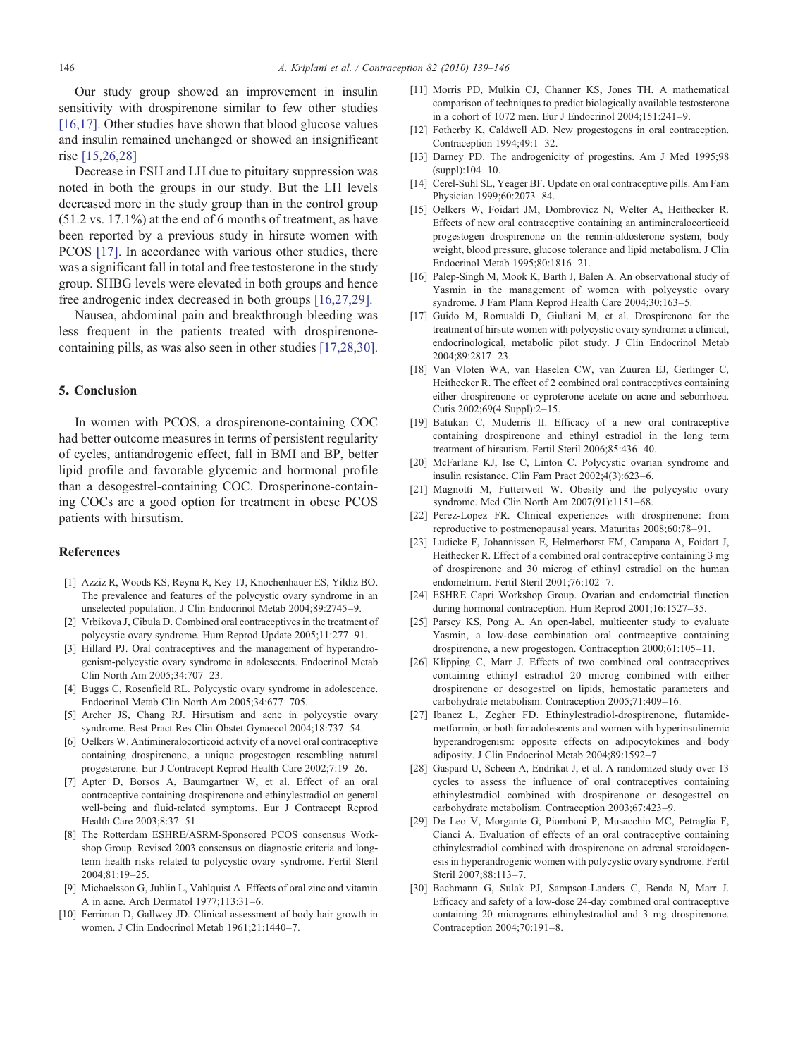Our study group showed an improvement in insulin sensitivity with drospirenone similar to few other studies [16,17]. Other studies have shown that blood glucose values and insulin remained unchanged or showed an insignificant rise [15,26,28]

Decrease in FSH and LH due to pituitary suppression was noted in both the groups in our study. But the LH levels decreased more in the study group than in the control group (51.2 vs. 17.1%) at the end of 6 months of treatment, as have been reported by a previous study in hirsute women with PCOS [17]. In accordance with various other studies, there was a significant fall in total and free testosterone in the study group. SHBG levels were elevated in both groups and hence free androgenic index decreased in both groups [16,27,29].

Nausea, abdominal pain and breakthrough bleeding was less frequent in the patients treated with drospirenone-containing pills, as was also seen in other studies [17,28,30].

## 5. Conclusion

In women with PCOS, a drospirenone-containing COC had better outcome measures in terms of persistent regularity of cycles, antiandrogenic effect, fall in BMI and BP, better lipid profile and favorable glycemic and hormonal profile than a desogestrel-containing COC. Drosperinone-containing COCs are a good option for treatment in obese PCOS patients with hirsutism.

## References

[1] Azziz R, Woods KS, Reyna R, Key TJ, Knochenhauer ES, Yildiz BO. The prevalence and features of the polycystic ovary syndrome in an unselected population. J Clin Endocrinol Metab 2004;89:2745–9.

[2] Vrbikova J, Cibula D. Combined oral contraceptives in the treatment of polycystic ovary syndrome. Hum Reprod Update 2005;11:277–91.

[3] Hillard PJ. Oral contraceptives and the management of hyperandrogenism-polycystic ovary syndrome in adolescents. Endocrinol Metab Clin North Am 2005;34:707–23.

[4] Buggs C, Rosenfield RL. Polycystic ovary syndrome in adolescence. Endocrinol Metab Clin North Am 2005;34:677–705.

[5] Archer JS, Chang RJ. Hirsutism and acne in polycystic ovary syndrome. Best Pract Res Clin Obstet Gynaecol 2004;18:737–54.

[6] Oelkers W. Antimineralocorticoid activity of a novel oral contraceptive containing drospirenone, a unique progestogen resembling natural progesterone. Eur J Contracept Reprod Health Care 2002;7:19–26.

[7] Apter D, Borsos A, Baumgartner W, et al. Effect of an oral contraceptive containing drospirenone and ethinylestradiol on general well-being and fluid-related symptoms. Eur J Contracept Reprod Health Care 2003;8:37–51.

[8] The Rotterdam ESHRE/ASRM-Sponsored PCOS consensus Workshop Group. Revised 2003 consensus on diagnostic criteria and long-term health risks related to polycystic ovary syndrome. Fertil Steril 2004;81:19–25.

[9] Michaelsson G, Juhlin L, Vahlquist A. Effects of oral zinc and vitamin A in acne. Arch Dermatol 1977;113:31–6.

[10] Ferriman D, Gallwey JD. Clinical assessment of body hair growth in women. J Clin Endocrinol Metab 1961;21:1440–7.

[11] Morris PD, Mulkin CJ, Channer KS, Jones TH. A mathematical comparison of techniques to predict biologically available testosterone in a cohort of 1072 men. Eur J Endocrinol 2004;151:241–9.

[12] Fotherby K, Caldwell AD. New progestogens in oral contraception. Contraception 1994;49:1–32.

[13] Darney PD. The androgenicity of progestins. Am J Med 1995;98 (suppl):104–10.

[14] Cerel-Suhl SL, Yeager BF. Update on oral contraceptive pills. Am Fam Physician 1999;60:2073–84.

[15] Oelkers W, Foidart JM, Dombrovicz N, Welter A, Heithecker R. Effects of new oral contraceptive containing an antimineralocorticoid progestogen drospirenone on the rennin-aldosterone system, body weight, blood pressure, glucose tolerance and lipid metabolism. J Clin Endocrinol Metab 1995;80:1816–21.

[16] Palep-Singh M, Mook K, Barth J, Balen A. An observational study of Yasmin in the management of women with polycystic ovary syndrome. J Fam Plann Reprod Health Care 2004;30:163–5.

[17] Guido M, Romualdi D, Giuliani M, et al. Drospirenone for the treatment of hirsute women with polycystic ovary syndrome: a clinical, endocrinological, metabolic pilot study. J Clin Endocrinol Metab 2004;89:2817–23.

[18] Van Vloten WA, van Haselen CW, van Zuuren EJ, Gerlinger C, Heithecker R. The effect of 2 combined oral contraceptives containing either drospirenone or cyproterone acetate on acne and seborrhoea. Cutis 2002;69(4 Suppl):2–15.

[19] Batukan C, Muderris II. Efficacy of a new oral contraceptive containing drospirenone and ethinyl estradiol in the long term treatment of hirsutism. Fertil Steril 2006;85:436–40.

[20] McFarlane KJ, Ise C, Linton C. Polycystic ovarian syndrome and insulin resistance. Clin Fam Pract 2002;4(3):623–6.

[21] Magnotti M, Futterweit W. Obesity and the polycystic ovary syndrome. Med Clin North Am 2007(91):1151–68.

[22] Perez-Lopez FR. Clinical experiences with drospirenone: from reproductive to postmenopausal years. Maturitas 2008;60:78–91.

[23] Ludicke F, Johannisson E, Helmerhorst FM, Campana A, Foidart J, Heithecker R. Effect of a combined oral contraceptive containing 3 mg of drospirenone and 30 microg of ethinyl estradiol on the human endometrium. Fertil Steril 2001;76:102–7.

[24] ESHRE Capri Workshop Group. Ovarian and endometrial function during hormonal contraception. Hum Reprod 2001;16:1527–35.

[25] Parsey KS, Pong A. An open-label, multicenter study to evaluate Yasmin, a low-dose combination oral contraceptive containing drospirenone, a new progestogen. Contraception 2000;61:105–11.

[26] Klipping C, Marr J. Effects of two combined oral contraceptives containing ethinyl estradiol 20 microg combined with either drospirenone or desogestrel on lipids, hemostatic parameters and carbohydrate metabolism. Contraception 2005;71:409–16.

[27] Ibanez L, Zegher FD. Ethinylestradiol-drospirenone, flutamide-metformin, or both for adolescents and women with hyperinsulinemic hyperandrogenism: opposite effects on adipocytokines and body adiposity. J Clin Endocrinol Metab 2004;89:1592–7.

[28] Gaspard U, Scheen A, Endrikat J, et al. A randomized study over 13 cycles to assess the influence of oral contraceptives containing ethinylestradiol combined with drospirenone or desogestrel on carbohydrate metabolism. Contraception 2003;67:423–9.

[29] De Leo V, Morgante G, Piomboni P, Musacchio MC, Petraglia F, Cianci A. Evaluation of effects of an oral contraceptive containing ethinylestradiol combined with drospirenone on adrenal steroidogenesis in hyperandrogenic women with polycystic ovary syndrome. Fertil Steril 2007;88:113–7.

[30] Bachmann G, Sulak PJ, Sampson-Landers C, Benda N, Marr J. Efficacy and safety of a low-dose 24-day combined oral contraceptive containing 20 micrograms ethinylestradiol and 3 mg drospirenone. Contraception 2004;70:191–8.